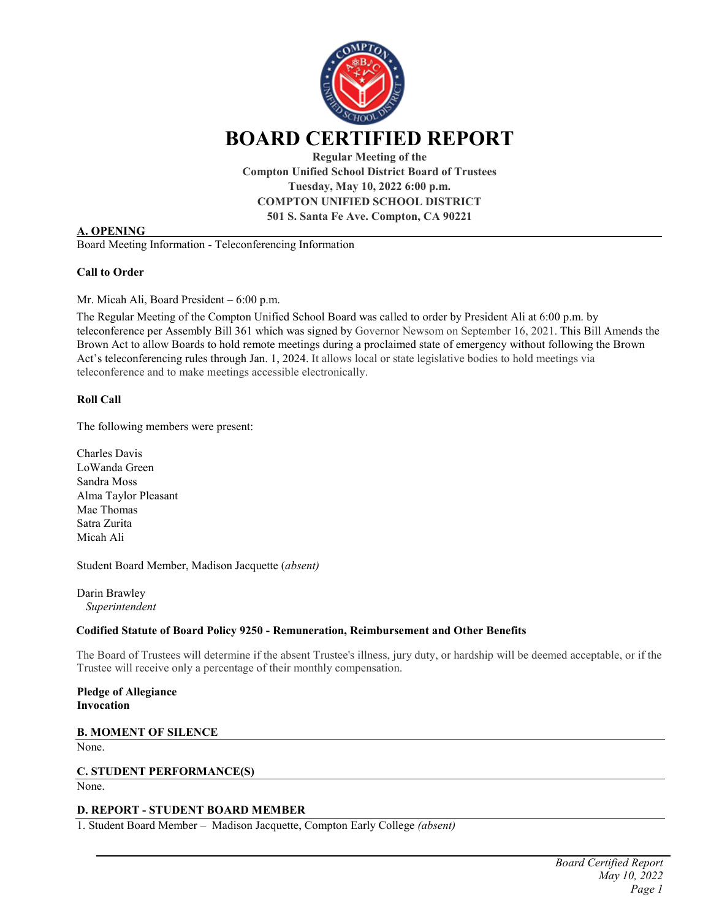# BOARD CERTIFIED REPORT

**Regular Meeting of the**
**Compton Unified School District Board of Trustees**
**Tuesday, May 10, 2022 6:00 p.m.**
**COMPTON UNIFIED SCHOOL DISTRICT**
**501 S. Santa Fe Ave. Compton, CA 90221**

## A. OPENING

Board Meeting Information - Teleconferencing Information

**Call to Order**

Mr. Micah Ali, Board President – 6:00 p.m.

The Regular Meeting of the Compton Unified School Board was called to order by President Ali at 6:00 p.m. by teleconference per Assembly Bill 361 which was signed by Governor Newsom on September 16, 2021. This Bill Amends the Brown Act to allow Boards to hold remote meetings during a proclaimed state of emergency without following the Brown Act's teleconferencing rules through Jan. 1, 2024. It allows local or state legislative bodies to hold meetings via teleconference and to make meetings accessible electronically.

**Roll Call**

The following members were present:

Charles Davis
LoWanda Green
Sandra Moss
Alma Taylor Pleasant
Mae Thomas
Satra Zurita
Micah Ali

Student Board Member, Madison Jacquette (*absent)*

Darin Brawley
*Superintendent*

**Codified Statute of Board Policy 9250 - Remuneration, Reimbursement and Other Benefits**

The Board of Trustees will determine if the absent Trustee's illness, jury duty, or hardship will be deemed acceptable, or if the Trustee will receive only a percentage of their monthly compensation.

**Pledge of Allegiance**
**Invocation**

## B. MOMENT OF SILENCE

None.

## C. STUDENT PERFORMANCE(S)

None.

## D. REPORT - STUDENT BOARD MEMBER

1. Student Board Member – Madison Jacquette, Compton Early College *(absent)*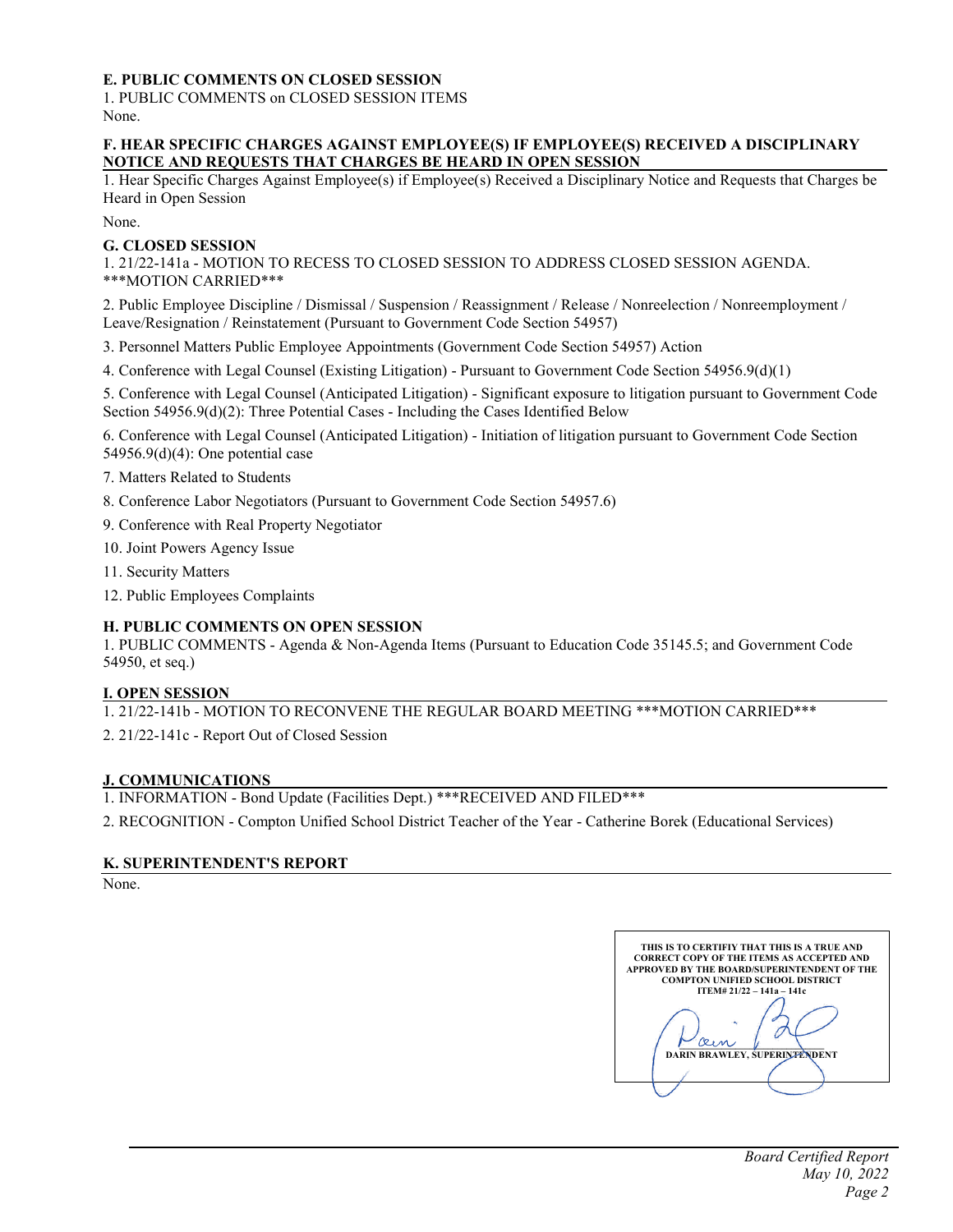**E. PUBLIC COMMENTS ON CLOSED SESSION**

1. PUBLIC COMMENTS on CLOSED SESSION ITEMS

None.

**F. HEAR SPECIFIC CHARGES AGAINST EMPLOYEE(S) IF EMPLOYEE(S) RECEIVED A DISCIPLINARY NOTICE AND REQUESTS THAT CHARGES BE HEARD IN OPEN SESSION**

1. Hear Specific Charges Against Employee(s) if Employee(s) Received a Disciplinary Notice and Requests that Charges be Heard in Open Session

None.

**G. CLOSED SESSION**

1. 21/22-141a - MOTION TO RECESS TO CLOSED SESSION TO ADDRESS CLOSED SESSION AGENDA. ***MOTION CARRIED***

2. Public Employee Discipline / Dismissal / Suspension / Reassignment / Release / Nonreelection / Nonreemployment / Leave/Resignation / Reinstatement (Pursuant to Government Code Section 54957)

3. Personnel Matters Public Employee Appointments (Government Code Section 54957) Action

4. Conference with Legal Counsel (Existing Litigation) - Pursuant to Government Code Section 54956.9(d)(1)

5. Conference with Legal Counsel (Anticipated Litigation) - Significant exposure to litigation pursuant to Government Code Section 54956.9(d)(2): Three Potential Cases - Including the Cases Identified Below

6. Conference with Legal Counsel (Anticipated Litigation) - Initiation of litigation pursuant to Government Code Section 54956.9(d)(4): One potential case

7. Matters Related to Students

8. Conference Labor Negotiators (Pursuant to Government Code Section 54957.6)

9. Conference with Real Property Negotiator

10. Joint Powers Agency Issue

11. Security Matters

12. Public Employees Complaints

**H. PUBLIC COMMENTS ON OPEN SESSION**

1. PUBLIC COMMENTS - Agenda & Non-Agenda Items (Pursuant to Education Code 35145.5; and Government Code 54950, et seq.)

**I. OPEN SESSION**

1. 21/22-141b - MOTION TO RECONVENE THE REGULAR BOARD MEETING ***MOTION CARRIED***

2. 21/22-141c - Report Out of Closed Session

**J. COMMUNICATIONS**

1. INFORMATION - Bond Update (Facilities Dept.) ***RECEIVED AND FILED***

2. RECOGNITION - Compton Unified School District Teacher of the Year - Catherine Borek (Educational Services)

**K. SUPERINTENDENT'S REPORT**

None.

THIS IS TO CERTIFIY THAT THIS IS A TRUE AND CORRECT COPY OF THE ITEMS AS ACCEPTED AND APPROVED BY THE BOARD/SUPERINTENDENT OF THE COMPTON UNIFIED SCHOOL DISTRICT
ITEM# 21/22 – 141a – 141c

DARIN BRAWLEY, SUPERINTENDENT

*Board Certified Report*
*May 10, 2022*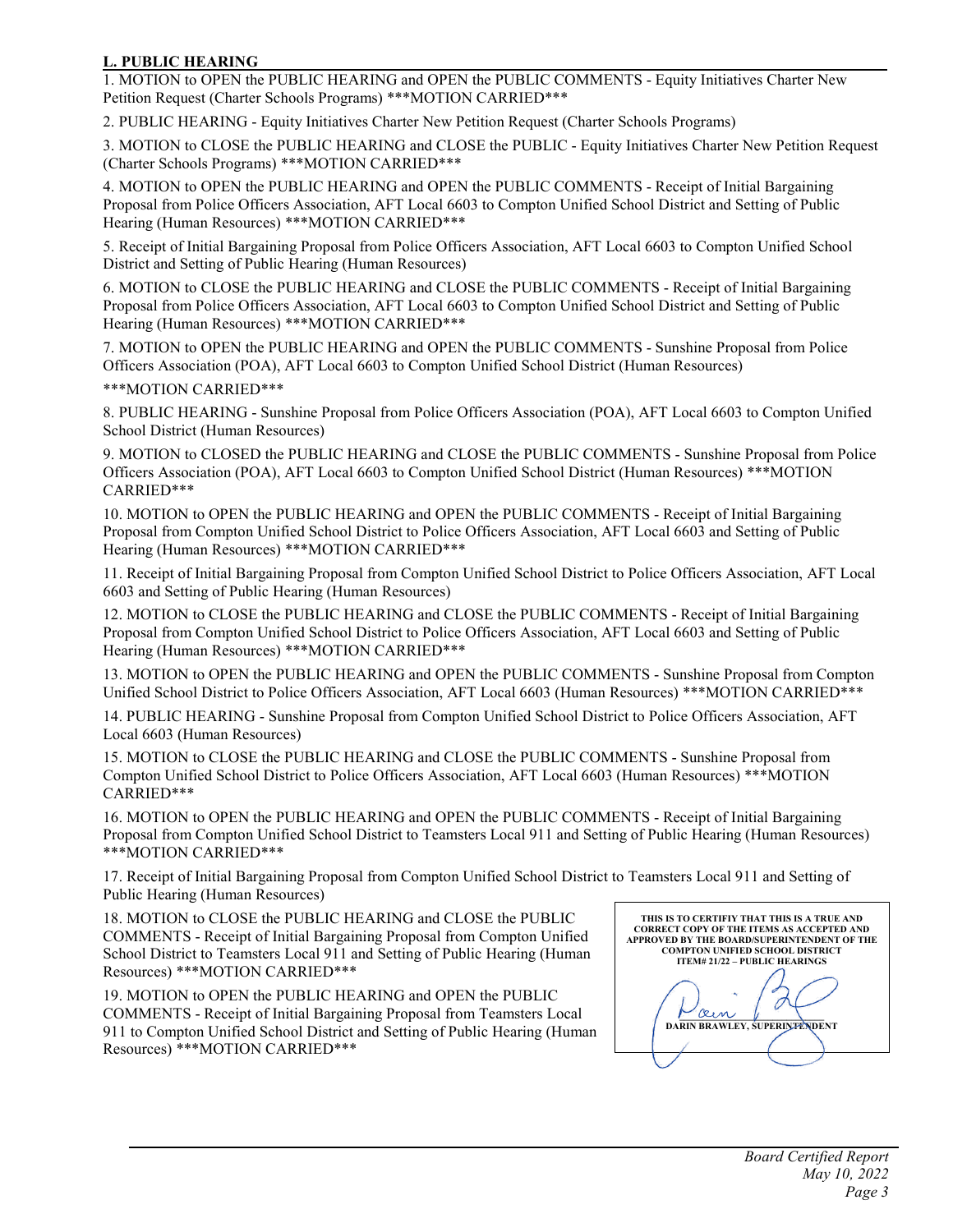## L. PUBLIC HEARING

1. MOTION to OPEN the PUBLIC HEARING and OPEN the PUBLIC COMMENTS - Equity Initiatives Charter New Petition Request (Charter Schools Programs) ***MOTION CARRIED***

2. PUBLIC HEARING - Equity Initiatives Charter New Petition Request (Charter Schools Programs)

3. MOTION to CLOSE the PUBLIC HEARING and CLOSE the PUBLIC - Equity Initiatives Charter New Petition Request (Charter Schools Programs) ***MOTION CARRIED***

4. MOTION to OPEN the PUBLIC HEARING and OPEN the PUBLIC COMMENTS - Receipt of Initial Bargaining Proposal from Police Officers Association, AFT Local 6603 to Compton Unified School District and Setting of Public Hearing (Human Resources) ***MOTION CARRIED***

5. Receipt of Initial Bargaining Proposal from Police Officers Association, AFT Local 6603 to Compton Unified School District and Setting of Public Hearing (Human Resources)

6. MOTION to CLOSE the PUBLIC HEARING and CLOSE the PUBLIC COMMENTS - Receipt of Initial Bargaining Proposal from Police Officers Association, AFT Local 6603 to Compton Unified School District and Setting of Public Hearing (Human Resources) ***MOTION CARRIED***

7. MOTION to OPEN the PUBLIC HEARING and OPEN the PUBLIC COMMENTS - Sunshine Proposal from Police Officers Association (POA), AFT Local 6603 to Compton Unified School District (Human Resources)

***MOTION CARRIED***

8. PUBLIC HEARING - Sunshine Proposal from Police Officers Association (POA), AFT Local 6603 to Compton Unified School District (Human Resources)

9. MOTION to CLOSED the PUBLIC HEARING and CLOSE the PUBLIC COMMENTS - Sunshine Proposal from Police Officers Association (POA), AFT Local 6603 to Compton Unified School District (Human Resources) ***MOTION CARRIED***

10. MOTION to OPEN the PUBLIC HEARING and OPEN the PUBLIC COMMENTS - Receipt of Initial Bargaining Proposal from Compton Unified School District to Police Officers Association, AFT Local 6603 and Setting of Public Hearing (Human Resources) ***MOTION CARRIED***

11. Receipt of Initial Bargaining Proposal from Compton Unified School District to Police Officers Association, AFT Local 6603 and Setting of Public Hearing (Human Resources)

12. MOTION to CLOSE the PUBLIC HEARING and CLOSE the PUBLIC COMMENTS - Receipt of Initial Bargaining Proposal from Compton Unified School District to Police Officers Association, AFT Local 6603 and Setting of Public Hearing (Human Resources) ***MOTION CARRIED***

13. MOTION to OPEN the PUBLIC HEARING and OPEN the PUBLIC COMMENTS - Sunshine Proposal from Compton Unified School District to Police Officers Association, AFT Local 6603 (Human Resources) ***MOTION CARRIED***

14. PUBLIC HEARING - Sunshine Proposal from Compton Unified School District to Police Officers Association, AFT Local 6603 (Human Resources)

15. MOTION to CLOSE the PUBLIC HEARING and CLOSE the PUBLIC COMMENTS - Sunshine Proposal from Compton Unified School District to Police Officers Association, AFT Local 6603 (Human Resources) ***MOTION CARRIED***

16. MOTION to OPEN the PUBLIC HEARING and OPEN the PUBLIC COMMENTS - Receipt of Initial Bargaining Proposal from Compton Unified School District to Teamsters Local 911 and Setting of Public Hearing (Human Resources) ***MOTION CARRIED***

17. Receipt of Initial Bargaining Proposal from Compton Unified School District to Teamsters Local 911 and Setting of Public Hearing (Human Resources)

18. MOTION to CLOSE the PUBLIC HEARING and CLOSE the PUBLIC COMMENTS - Receipt of Initial Bargaining Proposal from Compton Unified School District to Teamsters Local 911 and Setting of Public Hearing (Human Resources) ***MOTION CARRIED***

19. MOTION to OPEN the PUBLIC HEARING and OPEN the PUBLIC COMMENTS - Receipt of Initial Bargaining Proposal from Teamsters Local 911 to Compton Unified School District and Setting of Public Hearing (Human Resources) ***MOTION CARRIED***

**THIS IS TO CERTIFIY THAT THIS IS A TRUE AND CORRECT COPY OF THE ITEMS AS ACCEPTED AND APPROVED BY THE BOARD/SUPERINTENDENT OF THE COMPTON UNIFIED SCHOOL DISTRICT ITEM# 21/22 – PUBLIC HEARINGS**

**DARIN BRAWLEY, SUPERINTENDENT**

*Board Certified Report*
*May 10, 2022*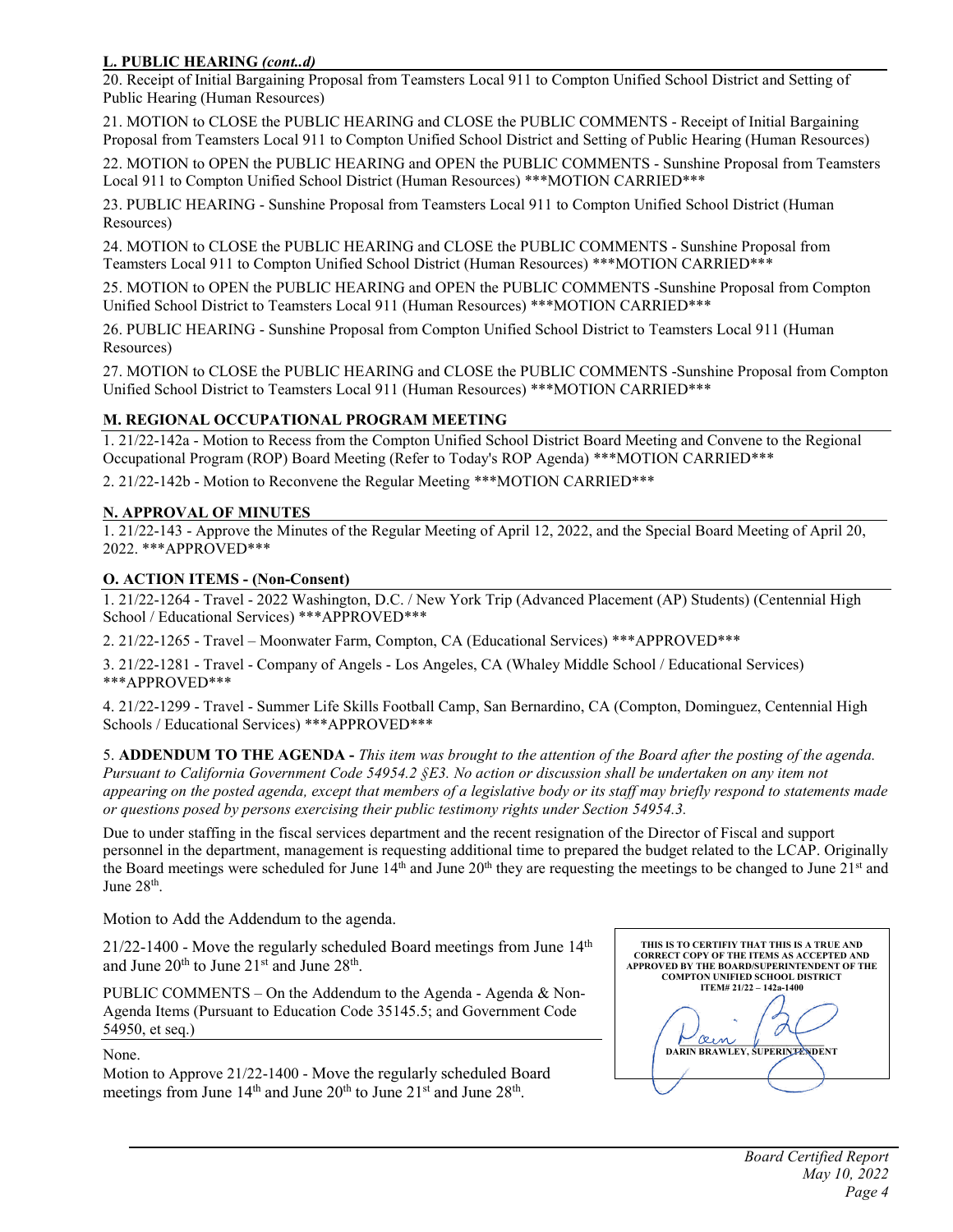**L. PUBLIC HEARING *(cont..d)***

20. Receipt of Initial Bargaining Proposal from Teamsters Local 911 to Compton Unified School District and Setting of Public Hearing (Human Resources)

21. MOTION to CLOSE the PUBLIC HEARING and CLOSE the PUBLIC COMMENTS - Receipt of Initial Bargaining Proposal from Teamsters Local 911 to Compton Unified School District and Setting of Public Hearing (Human Resources)

22. MOTION to OPEN the PUBLIC HEARING and OPEN the PUBLIC COMMENTS - Sunshine Proposal from Teamsters Local 911 to Compton Unified School District (Human Resources) ***MOTION CARRIED***

23. PUBLIC HEARING - Sunshine Proposal from Teamsters Local 911 to Compton Unified School District (Human Resources)

24. MOTION to CLOSE the PUBLIC HEARING and CLOSE the PUBLIC COMMENTS - Sunshine Proposal from Teamsters Local 911 to Compton Unified School District (Human Resources) ***MOTION CARRIED***

25. MOTION to OPEN the PUBLIC HEARING and OPEN the PUBLIC COMMENTS -Sunshine Proposal from Compton Unified School District to Teamsters Local 911 (Human Resources) ***MOTION CARRIED***

26. PUBLIC HEARING - Sunshine Proposal from Compton Unified School District to Teamsters Local 911 (Human Resources)

27. MOTION to CLOSE the PUBLIC HEARING and CLOSE the PUBLIC COMMENTS -Sunshine Proposal from Compton Unified School District to Teamsters Local 911 (Human Resources) ***MOTION CARRIED***

**M. REGIONAL OCCUPATIONAL PROGRAM MEETING**

1. 21/22-142a - Motion to Recess from the Compton Unified School District Board Meeting and Convene to the Regional Occupational Program (ROP) Board Meeting (Refer to Today's ROP Agenda) ***MOTION CARRIED***

2. 21/22-142b - Motion to Reconvene the Regular Meeting ***MOTION CARRIED***

**N. APPROVAL OF MINUTES**

1. 21/22-143 - Approve the Minutes of the Regular Meeting of April 12, 2022, and the Special Board Meeting of April 20, 2022. ***APPROVED***

**O. ACTION ITEMS - (Non-Consent)**

1. 21/22-1264 - Travel - 2022 Washington, D.C. / New York Trip (Advanced Placement (AP) Students) (Centennial High School / Educational Services) ***APPROVED***

2. 21/22-1265 - Travel – Moonwater Farm, Compton, CA (Educational Services) ***APPROVED***

3. 21/22-1281 - Travel - Company of Angels - Los Angeles, CA (Whaley Middle School / Educational Services) ***APPROVED***

4. 21/22-1299 - Travel - Summer Life Skills Football Camp, San Bernardino, CA (Compton, Dominguez, Centennial High Schools / Educational Services) ***APPROVED***

5. **ADDENDUM TO THE AGENDA -** *This item was brought to the attention of the Board after the posting of the agenda. Pursuant to California Government Code 54954.2 §E3. No action or discussion shall be undertaken on any item not appearing on the posted agenda, except that members of a legislative body or its staff may briefly respond to statements made or questions posed by persons exercising their public testimony rights under Section 54954.3.*

Due to under staffing in the fiscal services department and the recent resignation of the Director of Fiscal and support personnel in the department, management is requesting additional time to prepared the budget related to the LCAP. Originally the Board meetings were scheduled for June 14th and June 20th they are requesting the meetings to be changed to June 21st and June 28th.

Motion to Add the Addendum to the agenda.

21/22-1400 - Move the regularly scheduled Board meetings from June 14th and June 20th to June 21st and June 28th.

PUBLIC COMMENTS – On the Addendum to the Agenda - Agenda & Non-Agenda Items (Pursuant to Education Code 35145.5; and Government Code 54950, et seq.)

None.

Motion to Approve 21/22-1400 - Move the regularly scheduled Board meetings from June 14th and June 20th to June 21st and June 28th.

**THIS IS TO CERTIFIY THAT THIS IS A TRUE AND CORRECT COPY OF THE ITEMS AS ACCEPTED AND APPROVED BY THE BOARD/SUPERINTENDENT OF THE COMPTON UNIFIED SCHOOL DISTRICT ITEM# 21/22 – 142a-1400**

**DARIN BRAWLEY, SUPERINTENDENT**

*Board Certified Report*
*May 10, 2022*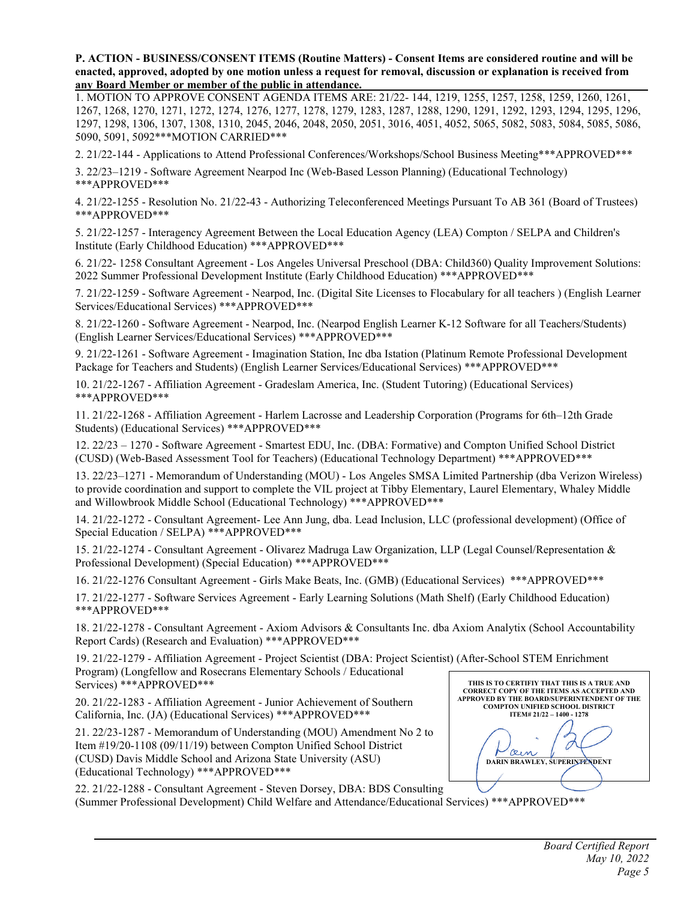**P. ACTION - BUSINESS/CONSENT ITEMS (Routine Matters) - Consent Items are considered routine and will be enacted, approved, adopted by one motion unless a request for removal, discussion or explanation is received from any Board Member or member of the public in attendance.**

1. MOTION TO APPROVE CONSENT AGENDA ITEMS ARE: 21/22- 144, 1219, 1255, 1257, 1258, 1259, 1260, 1261, 1267, 1268, 1270, 1271, 1272, 1274, 1276, 1277, 1278, 1279, 1283, 1287, 1288, 1290, 1291, 1292, 1293, 1294, 1295, 1296, 1297, 1298, 1306, 1307, 1308, 1310, 2045, 2046, 2048, 2050, 2051, 3016, 4051, 4052, 5065, 5082, 5083, 5084, 5085, 5086, 5090, 5091, 5092***MOTION CARRIED***

2. 21/22-144 - Applications to Attend Professional Conferences/Workshops/School Business Meeting***APPROVED***

3. 22/23–1219 - Software Agreement Nearpod Inc (Web-Based Lesson Planning) (Educational Technology) ***APPROVED***

4. 21/22-1255 - Resolution No. 21/22-43 - Authorizing Teleconferenced Meetings Pursuant To AB 361 (Board of Trustees) ***APPROVED***

5. 21/22-1257 - Interagency Agreement Between the Local Education Agency (LEA) Compton / SELPA and Children's Institute (Early Childhood Education) ***APPROVED***

6. 21/22- 1258 Consultant Agreement - Los Angeles Universal Preschool (DBA: Child360) Quality Improvement Solutions: 2022 Summer Professional Development Institute (Early Childhood Education) ***APPROVED***

7. 21/22-1259 - Software Agreement - Nearpod, Inc. (Digital Site Licenses to Flocabulary for all teachers ) (English Learner Services/Educational Services) ***APPROVED***

8. 21/22-1260 - Software Agreement - Nearpod, Inc. (Nearpod English Learner K-12 Software for all Teachers/Students) (English Learner Services/Educational Services) ***APPROVED***

9. 21/22-1261 - Software Agreement - Imagination Station, Inc dba Istation (Platinum Remote Professional Development Package for Teachers and Students) (English Learner Services/Educational Services) ***APPROVED***

10. 21/22-1267 - Affiliation Agreement - Gradeslam America, Inc. (Student Tutoring) (Educational Services) ***APPROVED***

11. 21/22-1268 - Affiliation Agreement - Harlem Lacrosse and Leadership Corporation (Programs for 6th–12th Grade Students) (Educational Services) ***APPROVED***

12. 22/23 – 1270 - Software Agreement - Smartest EDU, Inc. (DBA: Formative) and Compton Unified School District (CUSD) (Web-Based Assessment Tool for Teachers) (Educational Technology Department) ***APPROVED***

13. 22/23–1271 - Memorandum of Understanding (MOU) - Los Angeles SMSA Limited Partnership (dba Verizon Wireless) to provide coordination and support to complete the VIL project at Tibby Elementary, Laurel Elementary, Whaley Middle and Willowbrook Middle School (Educational Technology) ***APPROVED***

14. 21/22-1272 - Consultant Agreement- Lee Ann Jung, dba. Lead Inclusion, LLC (professional development) (Office of Special Education / SELPA) ***APPROVED***

15. 21/22-1274 - Consultant Agreement - Olivarez Madruga Law Organization, LLP (Legal Counsel/Representation & Professional Development) (Special Education) ***APPROVED***

16. 21/22-1276 Consultant Agreement - Girls Make Beats, Inc. (GMB) (Educational Services) ***APPROVED***

17. 21/22-1277 - Software Services Agreement - Early Learning Solutions (Math Shelf) (Early Childhood Education) ***APPROVED***

18. 21/22-1278 - Consultant Agreement - Axiom Advisors & Consultants Inc. dba Axiom Analytix (School Accountability Report Cards) (Research and Evaluation) ***APPROVED***

19. 21/22-1279 - Affiliation Agreement - Project Scientist (DBA: Project Scientist) (After-School STEM Enrichment Program) (Longfellow and Rosecrans Elementary Schools / Educational Services) ***APPROVED***

20. 21/22-1283 - Affiliation Agreement - Junior Achievement of Southern California, Inc. (JA) (Educational Services) ***APPROVED***

21. 22/23-1287 - Memorandum of Understanding (MOU) Amendment No 2 to Item #19/20-1108 (09/11/19) between Compton Unified School District (CUSD) Davis Middle School and Arizona State University (ASU) (Educational Technology) ***APPROVED***

22. 21/22-1288 - Consultant Agreement - Steven Dorsey, DBA: BDS Consulting (Summer Professional Development) Child Welfare and Attendance/Educational Services) ***APPROVED***

**THIS IS TO CERTIFIY THAT THIS IS A TRUE AND CORRECT COPY OF THE ITEMS AS ACCEPTED AND APPROVED BY THE BOARD/SUPERINTENDENT OF THE COMPTON UNIFIED SCHOOL DISTRICT ITEM# 21/22 – 1400 - 1278**

**DARIN BRAWLEY, SUPERINTENDENT**

*Board Certified Report*
*May 10, 2022*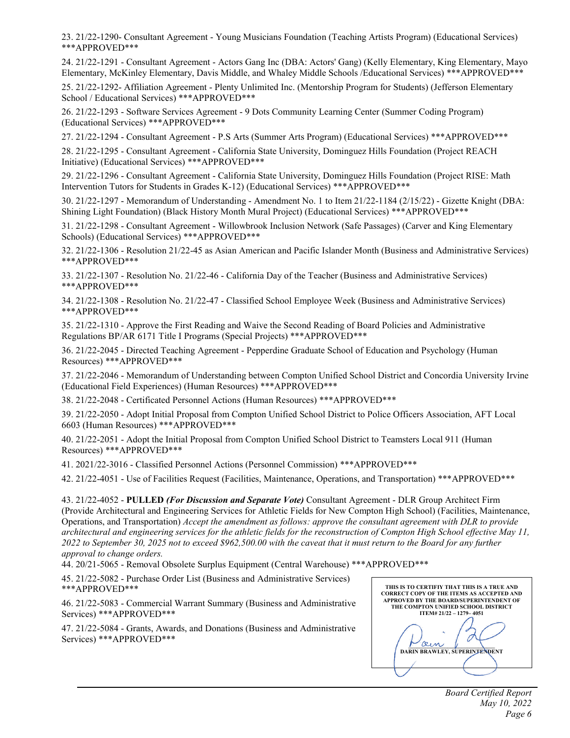23. 21/22-1290- Consultant Agreement - Young Musicians Foundation (Teaching Artists Program) (Educational Services) ***APPROVED***

24. 21/22-1291 - Consultant Agreement - Actors Gang Inc (DBA: Actors' Gang) (Kelly Elementary, King Elementary, Mayo Elementary, McKinley Elementary, Davis Middle, and Whaley Middle Schools /Educational Services) ***APPROVED***

25. 21/22-1292- Affiliation Agreement - Plenty Unlimited Inc. (Mentorship Program for Students) (Jefferson Elementary School / Educational Services) ***APPROVED***

26. 21/22-1293 - Software Services Agreement - 9 Dots Community Learning Center (Summer Coding Program) (Educational Services) ***APPROVED***

27. 21/22-1294 - Consultant Agreement - P.S Arts (Summer Arts Program) (Educational Services) ***APPROVED***

28. 21/22-1295 - Consultant Agreement - California State University, Dominguez Hills Foundation (Project REACH Initiative) (Educational Services) ***APPROVED***

29. 21/22-1296 - Consultant Agreement - California State University, Dominguez Hills Foundation (Project RISE: Math Intervention Tutors for Students in Grades K-12) (Educational Services) ***APPROVED***

30. 21/22-1297 - Memorandum of Understanding - Amendment No. 1 to Item 21/22-1184 (2/15/22) - Gizette Knight (DBA: Shining Light Foundation) (Black History Month Mural Project) (Educational Services) ***APPROVED***

31. 21/22-1298 - Consultant Agreement - Willowbrook Inclusion Network (Safe Passages) (Carver and King Elementary Schools) (Educational Services) ***APPROVED***

32. 21/22-1306 - Resolution 21/22-45 as Asian American and Pacific Islander Month (Business and Administrative Services) ***APPROVED***

33. 21/22-1307 - Resolution No. 21/22-46 - California Day of the Teacher (Business and Administrative Services) ***APPROVED***

34. 21/22-1308 - Resolution No. 21/22-47 - Classified School Employee Week (Business and Administrative Services) ***APPROVED***

35. 21/22-1310 - Approve the First Reading and Waive the Second Reading of Board Policies and Administrative Regulations BP/AR 6171 Title I Programs (Special Projects) ***APPROVED***

36. 21/22-2045 - Directed Teaching Agreement - Pepperdine Graduate School of Education and Psychology (Human Resources) ***APPROVED***

37. 21/22-2046 - Memorandum of Understanding between Compton Unified School District and Concordia University Irvine (Educational Field Experiences) (Human Resources) ***APPROVED***

38. 21/22-2048 - Certificated Personnel Actions (Human Resources) ***APPROVED***

39. 21/22-2050 - Adopt Initial Proposal from Compton Unified School District to Police Officers Association, AFT Local 6603 (Human Resources) ***APPROVED***

40. 21/22-2051 - Adopt the Initial Proposal from Compton Unified School District to Teamsters Local 911 (Human Resources) ***APPROVED***

41. 2021/22-3016 - Classified Personnel Actions (Personnel Commission) ***APPROVED***

42. 21/22-4051 - Use of Facilities Request (Facilities, Maintenance, Operations, and Transportation) ***APPROVED***

43. 21/22-4052 - **PULLED** ***(For Discussion and Separate Vote)*** Consultant Agreement - DLR Group Architect Firm (Provide Architectural and Engineering Services for Athletic Fields for New Compton High School) (Facilities, Maintenance, Operations, and Transportation) *Accept the amendment as follows: approve the consultant agreement with DLR to provide architectural and engineering services for the athletic fields for the reconstruction of Compton High School effective May 11, 2022 to September 30, 2025 not to exceed $962,500.00 with the caveat that it must return to the Board for any further approval to change orders.*

44. 20/21-5065 - Removal Obsolete Surplus Equipment (Central Warehouse) ***APPROVED***

45. 21/22-5082 - Purchase Order List (Business and Administrative Services) ***APPROVED***

46. 21/22-5083 - Commercial Warrant Summary (Business and Administrative Services) ***APPROVED***

47. 21/22-5084 - Grants, Awards, and Donations (Business and Administrative Services) ***APPROVED***

**THIS IS TO CERTIFIY THAT THIS IS A TRUE AND CORRECT COPY OF THE ITEMS AS ACCEPTED AND APPROVED BY THE BOARD/SUPERINTENDENT OF THE COMPTON UNIFIED SCHOOL DISTRICT ITEM# 21/22 – 1279– 4051**

**DARIN BRAWLEY, SUPERINTENDENT**

*Board Certified Report*
*May 10, 2022*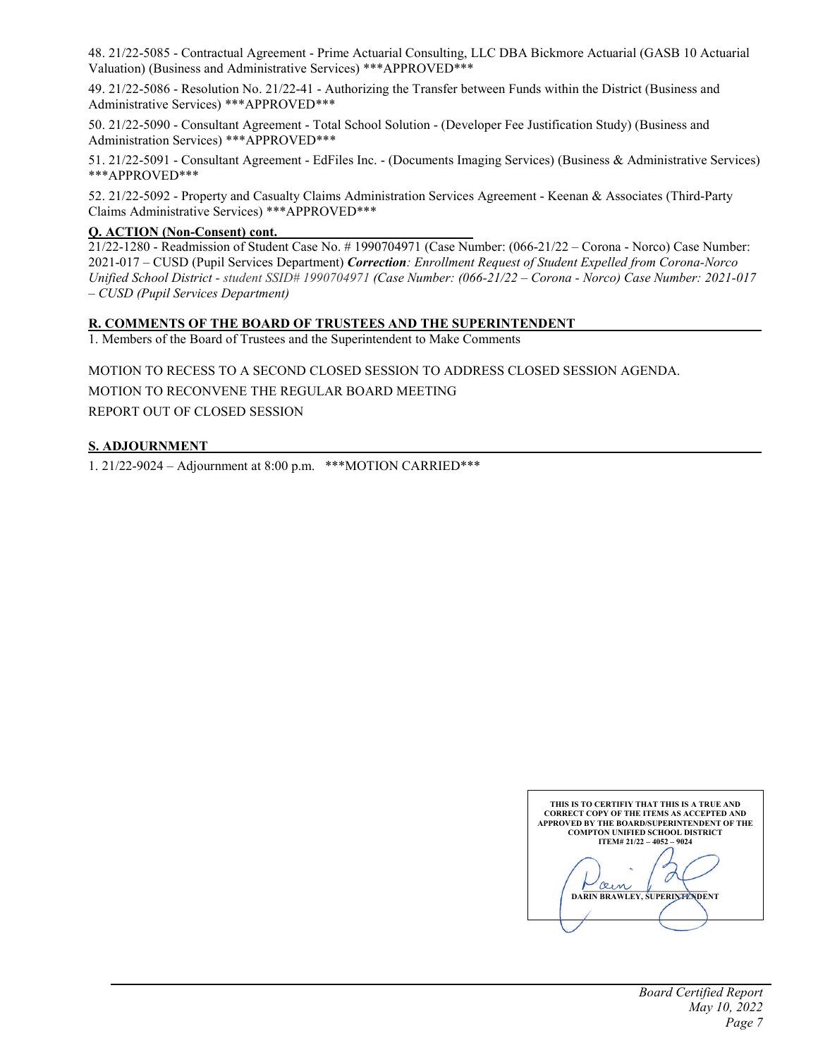48. 21/22-5085 - Contractual Agreement - Prime Actuarial Consulting, LLC DBA Bickmore Actuarial (GASB 10 Actuarial Valuation) (Business and Administrative Services) ***APPROVED***

49. 21/22-5086 - Resolution No. 21/22-41 - Authorizing the Transfer between Funds within the District (Business and Administrative Services) ***APPROVED***

50. 21/22-5090 - Consultant Agreement - Total School Solution - (Developer Fee Justification Study) (Business and Administration Services) ***APPROVED***

51. 21/22-5091 - Consultant Agreement - EdFiles Inc. - (Documents Imaging Services) (Business & Administrative Services) ***APPROVED***

52. 21/22-5092 - Property and Casualty Claims Administration Services Agreement - Keenan & Associates (Third-Party Claims Administrative Services) ***APPROVED***

**Q. ACTION (Non-Consent) cont.**

21/22-1280 - Readmission of Student Case No. # 1990704971 (Case Number: (066-21/22 – Corona - Norco) Case Number: 2021-017 – CUSD (Pupil Services Department) ***Correction****: Enrollment Request of Student Expelled from Corona-Norco Unified School District - student SSID# 1990704971 (Case Number: (066-21/22 – Corona - Norco) Case Number: 2021-017 – CUSD (Pupil Services Department)*

**R. COMMENTS OF THE BOARD OF TRUSTEES AND THE SUPERINTENDENT**

1. Members of the Board of Trustees and the Superintendent to Make Comments

MOTION TO RECESS TO A SECOND CLOSED SESSION TO ADDRESS CLOSED SESSION AGENDA.

MOTION TO RECONVENE THE REGULAR BOARD MEETING

REPORT OUT OF CLOSED SESSION

**S. ADJOURNMENT**

1. 21/22-9024 – Adjournment at 8:00 p.m. ***MOTION CARRIED***

**THIS IS TO CERTIFIY THAT THIS IS A TRUE AND CORRECT COPY OF THE ITEMS AS ACCEPTED AND APPROVED BY THE BOARD/SUPERINTENDENT OF THE COMPTON UNIFIED SCHOOL DISTRICT ITEM# 21/22 – 4052 – 9024**

**DARIN BRAWLEY, SUPERINTENDENT**

*Board Certified Report*
*May 10, 2022*